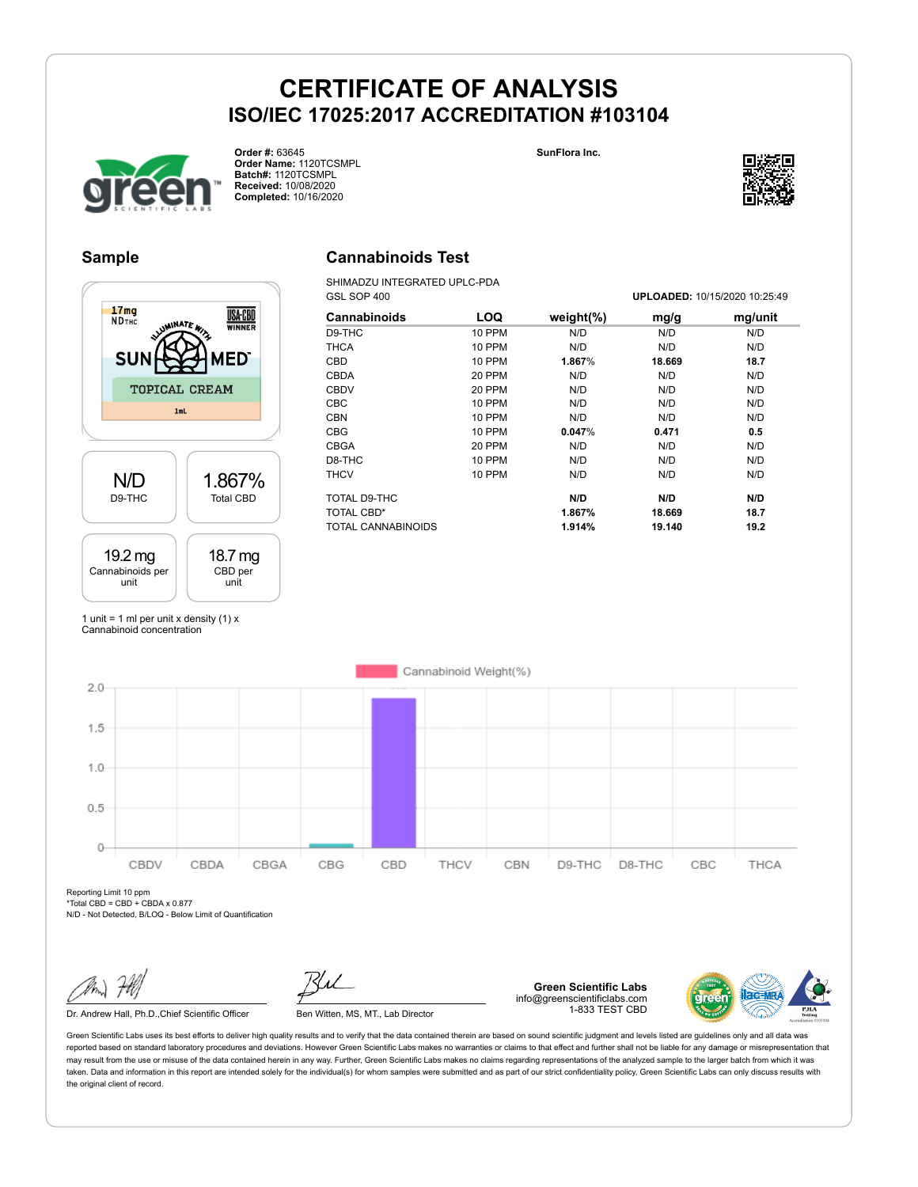# CERTIFICATE OF ANALYSIS

## ISO/IEC 17025:2017 ACCREDITATION #103104

**Order #:** 63645
**Order Name:** 1120TCSMPL
**Batch#:** 1120TCSMPL
**Received:** 10/08/2020
**Completed:** 10/16/2020

**SunFlora Inc.**

### Sample

| N/D | 1.867% |
|---|---|
| D9-THC | Total CBD |

| 19.2 mg | 18.7 mg |
|---|---|
| Cannabinoids per unit | CBD per unit |

1 unit = 1 ml per unit x density (1) x Cannabinoid concentration

### Cannabinoids Test

SHIMADZU INTEGRATED UPLC-PDA
GSL SOP 400

**UPLOADED:** 10/15/2020 10:25:49

| Cannabinoids | LOQ | weight(%) | mg/g | mg/unit |
|---|---|---|---|---|
| D9-THC | 10 PPM | N/D | N/D | N/D |
| THCA | 10 PPM | N/D | N/D | N/D |
| CBD | 10 PPM | **1.867%** | **18.669** | **18.7** |
| CBDA | 20 PPM | N/D | N/D | N/D |
| CBDV | 20 PPM | N/D | N/D | N/D |
| CBC | 10 PPM | N/D | N/D | N/D |
| CBN | 10 PPM | N/D | N/D | N/D |
| CBG | 10 PPM | **0.047%** | **0.471** | **0.5** |
| CBGA | 20 PPM | N/D | N/D | N/D |
| D8-THC | 10 PPM | N/D | N/D | N/D |
| THCV | 10 PPM | N/D | N/D | N/D |
| TOTAL D9-THC | | **N/D** | **N/D** | **N/D** |
| TOTAL CBD* | | **1.867%** | **18.669** | **18.7** |
| TOTAL CANNABINOIDS | | **1.914%** | **19.140** | **19.2** |

Reporting Limit 10 ppm
*Total CBD = CBD + CBDA x 0.877
N/D - Not Detected, B/LOQ - Below Limit of Quantification

Dr. Andrew Hall, Ph.D.,Chief Scientific Officer

Ben Witten, MS, MT., Lab Director

**Green Scientific Labs**
info@greenscientificlabs.com
1-833 TEST CBD

Green Scientific Labs uses its best efforts to deliver high quality results and to verify that the data contained therein are based on sound scientific judgment and levels listed are guidelines only and all data was reported based on standard laboratory procedures and deviations. However Green Scientific Labs makes no warranties or claims to that effect and further shall not be liable for any damage or misrepresentation that may result from the use or misuse of the data contained herein in any way. Further, Green Scientific Labs makes no claims regarding representations of the analyzed sample to the larger batch from which it was taken. Data and information in this report are intended solely for the individual(s) for whom samples were submitted and as part of our strict confidentiality policy, Green Scientific Labs can only discuss results with the original client of record.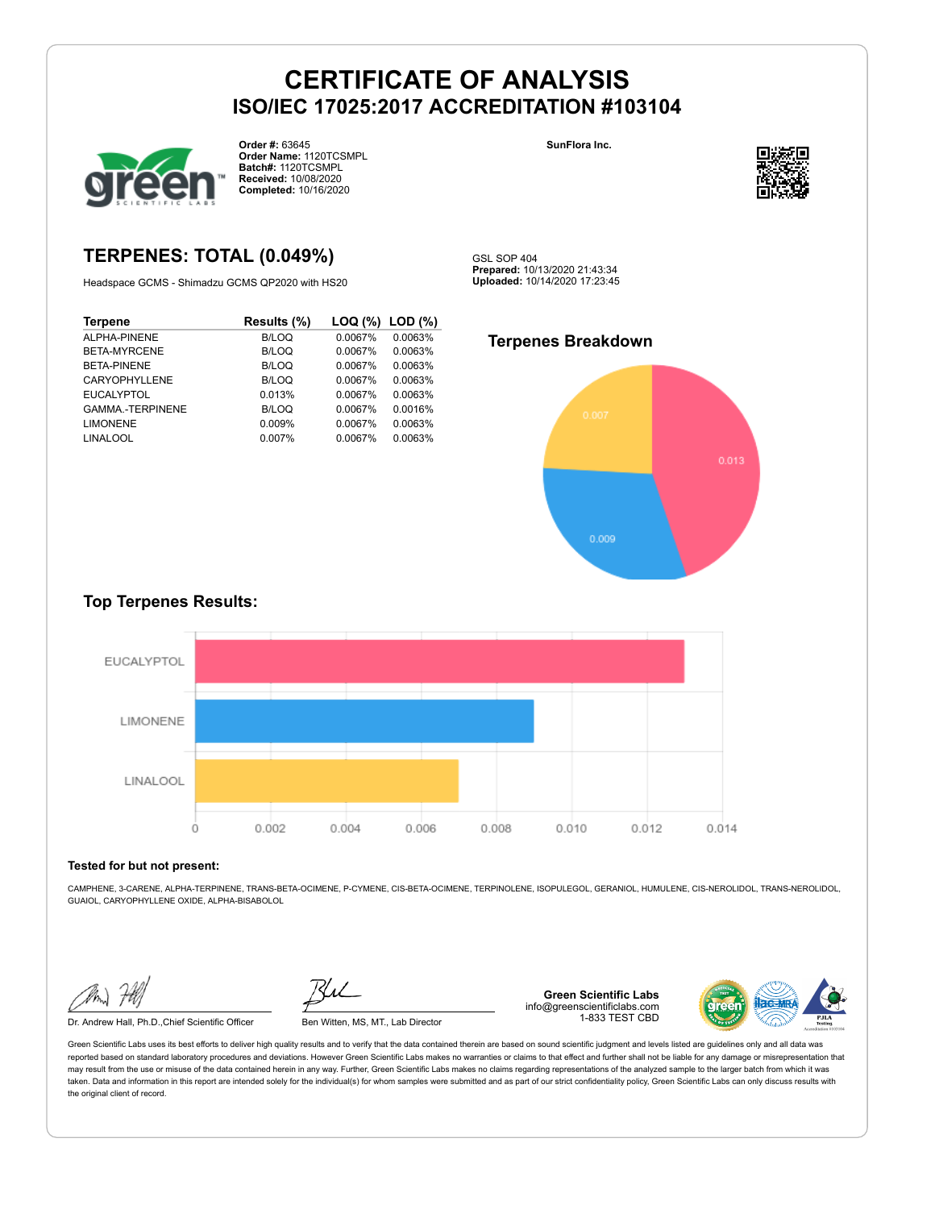# CERTIFICATE OF ANALYSIS

## ISO/IEC 17025:2017 ACCREDITATION #103104

**Order #:** 63645
**Order Name:** 1120TCSMPL
**Batch#:** 1120TCSMPL
**Received:** 10/08/2020
**Completed:** 10/16/2020

**SunFlora Inc.**

## TERPENES: TOTAL (0.049%)

Headspace GCMS - Shimadzu GCMS QP2020 with HS20

GSL SOP 404
**Prepared:** 10/13/2020 21:43:34
**Uploaded:** 10/14/2020 17:23:45

| Terpene | Results (%) | LOQ (%) | LOD (%) |
|---|---|---|---|
| ALPHA-PINENE | B/LOQ | 0.0067% | 0.0063% |
| BETA-MYRCENE | B/LOQ | 0.0067% | 0.0063% |
| BETA-PINENE | B/LOQ | 0.0067% | 0.0063% |
| CARYOPHYLLENE | B/LOQ | 0.0067% | 0.0063% |
| EUCALYPTOL | 0.013% | 0.0067% | 0.0063% |
| GAMMA.-TERPINENE | B/LOQ | 0.0067% | 0.0016% |
| LIMONENE | 0.009% | 0.0067% | 0.0063% |
| LINALOOL | 0.007% | 0.0067% | 0.0063% |

### Terpenes Breakdown

0.013, 0.009, 0.007

### Top Terpenes Results:

| Terpene | Result |
|---|---|
| EUCALYPTOL | 0.013 |
| LIMONENE | 0.009 |
| LINALOOL | 0.007 |

**Tested for but not present:**

CAMPHENE, 3-CARENE, ALPHA-TERPINENE, TRANS-BETA-OCIMENE, P-CYMENE, CIS-BETA-OCIMENE, TERPINOLENE, ISOPULEGOL, GERANIOL, HUMULENE, CIS-NEROLIDOL, TRANS-NEROLIDOL, GUAIOL, CARYOPHYLLENE OXIDE, ALPHA-BISABOLOL

Dr. Andrew Hall, Ph.D.,Chief Scientific Officer

Ben Witten, MS, MT., Lab Director

**Green Scientific Labs**
info@greenscientificlabs.com
1-833 TEST CBD

Green Scientific Labs uses its best efforts to deliver high quality results and to verify that the data contained therein are based on sound scientific judgment and levels listed are guidelines only and all data was reported based on standard laboratory procedures and deviations. However Green Scientific Labs makes no warranties or claims to that effect and further shall not be liable for any damage or misrepresentation that may result from the use or misuse of the data contained herein in any way. Further, Green Scientific Labs makes no claims regarding representations of the analyzed sample to the larger batch from which it was taken. Data and information in this report are intended solely for the individual(s) for whom samples were submitted and as part of our strict confidentiality policy, Green Scientific Labs can only discuss results with the original client of record.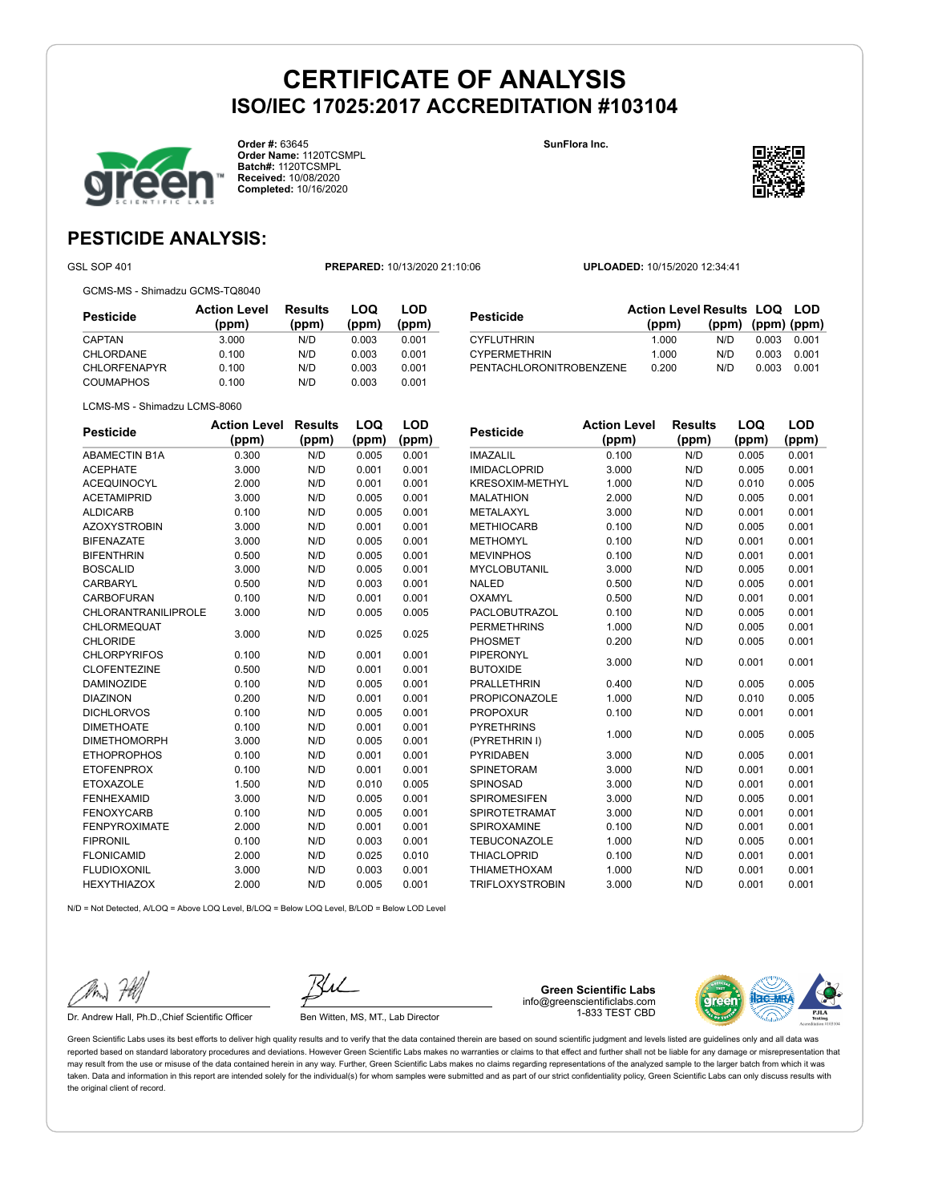# CERTIFICATE OF ANALYSIS
## ISO/IEC 17025:2017 ACCREDITATION #103104

**Order #:** 63645
**Order Name:** 1120TCSMPL
**Batch#:** 1120TCSMPL
**Received:** 10/08/2020
**Completed:** 10/16/2020

**SunFlora Inc.**

## PESTICIDE ANALYSIS:

GSL SOP 401 | **PREPARED:** 10/13/2020 21:10:06 | **UPLOADED:** 10/15/2020 12:34:41

GCMS-MS - Shimadzu GCMS-TQ8040

| Pesticide | Action Level (ppm) | Results (ppm) | LOQ (ppm) | LOD (ppm) |
|---|---|---|---|---|
| CAPTAN | 3.000 | N/D | 0.003 | 0.001 |
| CHLORDANE | 0.100 | N/D | 0.003 | 0.001 |
| CHLORFENAPYR | 0.100 | N/D | 0.003 | 0.001 |
| COUMAPHOS | 0.100 | N/D | 0.003 | 0.001 |
| CYFLUTHRIN | 1.000 | N/D | 0.003 | 0.001 |
| CYPERMETHRIN | 1.000 | N/D | 0.003 | 0.001 |
| PENTACHLORONITROBENZENE | 0.200 | N/D | 0.003 | 0.001 |

LCMS-MS - Shimadzu LCMS-8060

| Pesticide | Action Level (ppm) | Results (ppm) | LOQ (ppm) | LOD (ppm) |
|---|---|---|---|---|
| ABAMECTIN B1A | 0.300 | N/D | 0.005 | 0.001 |
| ACEPHATE | 3.000 | N/D | 0.001 | 0.001 |
| ACEQUINOCYL | 2.000 | N/D | 0.001 | 0.001 |
| ACETAMIPRID | 3.000 | N/D | 0.005 | 0.001 |
| ALDICARB | 0.100 | N/D | 0.005 | 0.001 |
| AZOXYSTROBIN | 3.000 | N/D | 0.001 | 0.001 |
| BIFENAZATE | 3.000 | N/D | 0.005 | 0.001 |
| BIFENTHRIN | 0.500 | N/D | 0.005 | 0.001 |
| BOSCALID | 3.000 | N/D | 0.005 | 0.001 |
| CARBARYL | 0.500 | N/D | 0.003 | 0.001 |
| CARBOFURAN | 0.100 | N/D | 0.001 | 0.001 |
| CHLORANTRANILIPROLE | 3.000 | N/D | 0.005 | 0.005 |
| CHLORMEQUAT CHLORIDE | 3.000 | N/D | 0.025 | 0.025 |
| CHLORPYRIFOS | 0.100 | N/D | 0.001 | 0.001 |
| CLOFENTEZINE | 0.500 | N/D | 0.001 | 0.001 |
| DAMINOZIDE | 0.100 | N/D | 0.005 | 0.001 |
| DIAZINON | 0.200 | N/D | 0.001 | 0.001 |
| DICHLORVOS | 0.100 | N/D | 0.005 | 0.001 |
| DIMETHOATE | 0.100 | N/D | 0.001 | 0.001 |
| DIMETHOMORPH | 3.000 | N/D | 0.005 | 0.001 |
| ETHOPROPHOS | 0.100 | N/D | 0.001 | 0.001 |
| ETOFENPROX | 0.100 | N/D | 0.001 | 0.001 |
| ETOXAZOLE | 1.500 | N/D | 0.010 | 0.005 |
| FENHEXAMID | 3.000 | N/D | 0.005 | 0.001 |
| FENOXYCARB | 0.100 | N/D | 0.005 | 0.001 |
| FENPYROXIMATE | 2.000 | N/D | 0.001 | 0.001 |
| FIPRONIL | 0.100 | N/D | 0.003 | 0.001 |
| FLONICAMID | 2.000 | N/D | 0.025 | 0.010 |
| FLUDIOXONIL | 3.000 | N/D | 0.003 | 0.001 |
| HEXYTHIAZOX | 2.000 | N/D | 0.005 | 0.001 |
| IMAZALIL | 0.100 | N/D | 0.005 | 0.001 |
| IMIDACLOPRID | 3.000 | N/D | 0.005 | 0.001 |
| KRESOXIM-METHYL | 1.000 | N/D | 0.010 | 0.005 |
| MALATHION | 2.000 | N/D | 0.005 | 0.001 |
| METALAXYL | 3.000 | N/D | 0.001 | 0.001 |
| METHIOCARB | 0.100 | N/D | 0.005 | 0.001 |
| METHOMYL | 0.100 | N/D | 0.001 | 0.001 |
| MEVINPHOS | 0.100 | N/D | 0.001 | 0.001 |
| MYCLOBUTANIL | 3.000 | N/D | 0.005 | 0.001 |
| NALED | 0.500 | N/D | 0.005 | 0.001 |
| OXAMYL | 0.500 | N/D | 0.001 | 0.001 |
| PACLOBUTRAZOL | 0.100 | N/D | 0.005 | 0.001 |
| PERMETHRINS | 1.000 | N/D | 0.005 | 0.001 |
| PHOSMET | 0.200 | N/D | 0.005 | 0.001 |
| PIPERONYL BUTOXIDE | 3.000 | N/D | 0.001 | 0.001 |
| PRALLETHRIN | 0.400 | N/D | 0.005 | 0.005 |
| PROPICONAZOLE | 1.000 | N/D | 0.010 | 0.005 |
| PROPOXUR | 0.100 | N/D | 0.001 | 0.001 |
| PYRETHRINS (PYRETHRIN I) | 1.000 | N/D | 0.005 | 0.005 |
| PYRIDABEN | 3.000 | N/D | 0.005 | 0.001 |
| SPINETORAM | 3.000 | N/D | 0.001 | 0.001 |
| SPINOSAD | 3.000 | N/D | 0.001 | 0.001 |
| SPIROMESIFEN | 3.000 | N/D | 0.005 | 0.001 |
| SPIROTETRAMAT | 3.000 | N/D | 0.001 | 0.001 |
| SPIROXAMINE | 0.100 | N/D | 0.001 | 0.001 |
| TEBUCONAZOLE | 1.000 | N/D | 0.005 | 0.001 |
| THIACLOPRID | 0.100 | N/D | 0.001 | 0.001 |
| THIAMETHOXAM | 1.000 | N/D | 0.001 | 0.001 |
| TRIFLOXYSTROBIN | 3.000 | N/D | 0.001 | 0.001 |

N/D = Not Detected, A/LOQ = Above LOQ Level, B/LOQ = Below LOQ Level, B/LOD = Below LOD Level

Dr. Andrew Hall, Ph.D.,Chief Scientific Officer

Ben Witten, MS, MT., Lab Director

**Green Scientific Labs**
info@greenscientificlabs.com
1-833 TEST CBD

Green Scientific Labs uses its best efforts to deliver high quality results and to verify that the data contained therein are based on sound scientific judgment and levels listed are guidelines only and all data was reported based on standard laboratory procedures and deviations. However Green Scientific Labs makes no warranties or claims to that effect and further shall not be liable for any damage or misrepresentation that may result from the use or misuse of the data contained herein in any way. Further, Green Scientific Labs makes no claims regarding representations of the analyzed sample to the larger batch from which it was taken. Data and information in this report are intended solely for the individual(s) for whom samples were submitted and as part of our strict confidentiality policy, Green Scientific Labs can only discuss results with the original client of record.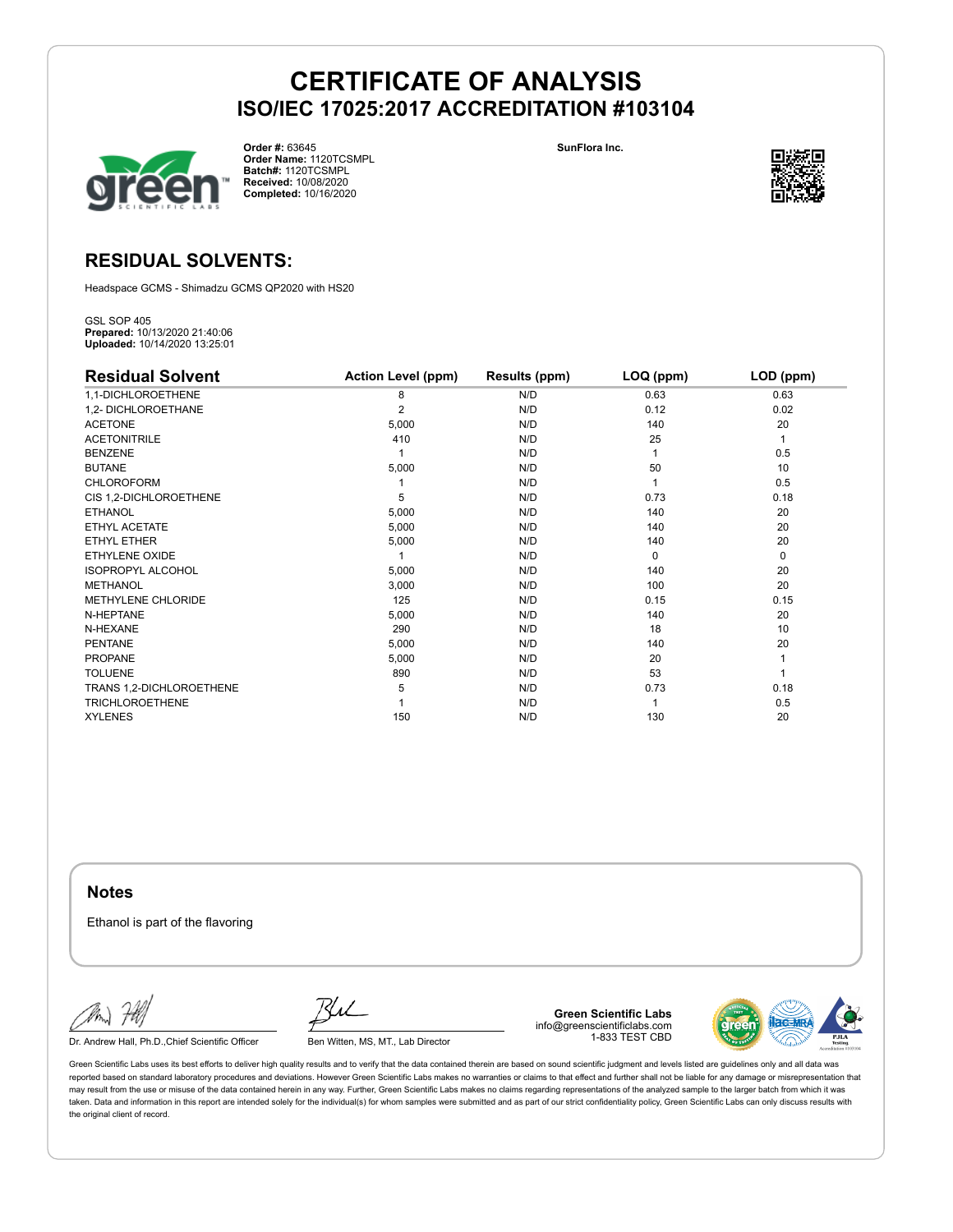# CERTIFICATE OF ANALYSIS
## ISO/IEC 17025:2017 ACCREDITATION #103104

**Order #:** 63645
**Order Name:** 1120TCSMPL
**Batch#:** 1120TCSMPL
**Received:** 10/08/2020
**Completed:** 10/16/2020

**SunFlora Inc.**

## RESIDUAL SOLVENTS:

Headspace GCMS - Shimadzu GCMS QP2020 with HS20

GSL SOP 405
**Prepared:** 10/13/2020 21:40:06
**Uploaded:** 10/14/2020 13:25:01

| Residual Solvent | Action Level (ppm) | Results (ppm) | LOQ (ppm) | LOD (ppm) |
|---|---|---|---|---|
| 1,1-DICHLOROETHENE | 8 | N/D | 0.63 | 0.63 |
| 1,2- DICHLOROETHANE | 2 | N/D | 0.12 | 0.02 |
| ACETONE | 5,000 | N/D | 140 | 20 |
| ACETONITRILE | 410 | N/D | 25 | 1 |
| BENZENE | 1 | N/D | 1 | 0.5 |
| BUTANE | 5,000 | N/D | 50 | 10 |
| CHLOROFORM | 1 | N/D | 1 | 0.5 |
| CIS 1,2-DICHLOROETHENE | 5 | N/D | 0.73 | 0.18 |
| ETHANOL | 5,000 | N/D | 140 | 20 |
| ETHYL ACETATE | 5,000 | N/D | 140 | 20 |
| ETHYL ETHER | 5,000 | N/D | 140 | 20 |
| ETHYLENE OXIDE | 1 | N/D | 0 | 0 |
| ISOPROPYL ALCOHOL | 5,000 | N/D | 140 | 20 |
| METHANOL | 3,000 | N/D | 100 | 20 |
| METHYLENE CHLORIDE | 125 | N/D | 0.15 | 0.15 |
| N-HEPTANE | 5,000 | N/D | 140 | 20 |
| N-HEXANE | 290 | N/D | 18 | 10 |
| PENTANE | 5,000 | N/D | 140 | 20 |
| PROPANE | 5,000 | N/D | 20 | 1 |
| TOLUENE | 890 | N/D | 53 | 1 |
| TRANS 1,2-DICHLOROETHENE | 5 | N/D | 0.73 | 0.18 |
| TRICHLOROETHENE | 1 | N/D | 1 | 0.5 |
| XYLENES | 150 | N/D | 130 | 20 |

### Notes

Ethanol is part of the flavoring

Dr. Andrew Hall, Ph.D.,Chief Scientific Officer

Ben Witten, MS, MT., Lab Director

**Green Scientific Labs**
info@greenscientificlabs.com
1-833 TEST CBD

Green Scientific Labs uses its best efforts to deliver high quality results and to verify that the data contained therein are based on sound scientific judgment and levels listed are guidelines only and all data was reported based on standard laboratory procedures and deviations. However Green Scientific Labs makes no warranties or claims to that effect and further shall not be liable for any damage or misrepresentation that may result from the use or misuse of the data contained herein in any way. Further, Green Scientific Labs makes no claims regarding representations of the analyzed sample to the larger batch from which it was taken. Data and information in this report are intended solely for the individual(s) for whom samples were submitted and as part of our strict confidentiality policy, Green Scientific Labs can only discuss results with the original client of record.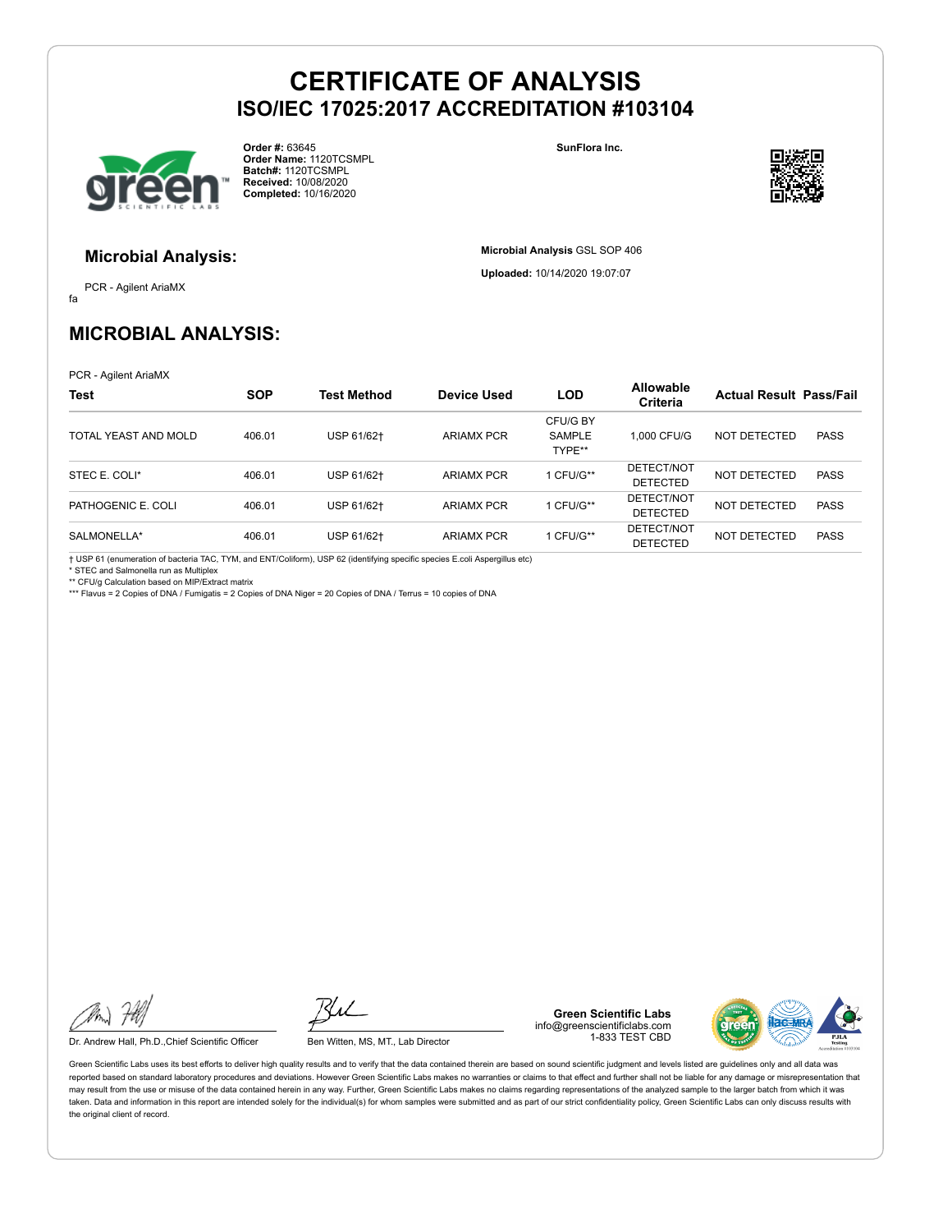# CERTIFICATE OF ANALYSIS
## ISO/IEC 17025:2017 ACCREDITATION #103104

**Order #:** 63645
**Order Name:** 1120TCSMPL
**Batch#:** 1120TCSMPL
**Received:** 10/08/2020
**Completed:** 10/16/2020

**SunFlora Inc.**

### Microbial Analysis:

PCR - Agilent AriaMX

fa

**Microbial Analysis** GSL SOP 406

**Uploaded:** 10/14/2020 19:07:07

## MICROBIAL ANALYSIS:

PCR - Agilent AriaMX

| Test | SOP | Test Method | Device Used | LOD | Allowable Criteria | Actual Result | Pass/Fail |
|---|---|---|---|---|---|---|---|
| TOTAL YEAST AND MOLD | 406.01 | USP 61/62† | ARIAMX PCR | CFU/G BY SAMPLE TYPE** | 1,000 CFU/G | NOT DETECTED | PASS |
| STEC E. COLI* | 406.01 | USP 61/62† | ARIAMX PCR | 1 CFU/G** | DETECT/NOT DETECTED | NOT DETECTED | PASS |
| PATHOGENIC E. COLI | 406.01 | USP 61/62† | ARIAMX PCR | 1 CFU/G** | DETECT/NOT DETECTED | NOT DETECTED | PASS |
| SALMONELLA* | 406.01 | USP 61/62† | ARIAMX PCR | 1 CFU/G** | DETECT/NOT DETECTED | NOT DETECTED | PASS |

† USP 61 (enumeration of bacteria TAC, TYM, and ENT/Coliform), USP 62 (identifying specific species E.coli Aspergillus etc)
* STEC and Salmonella run as Multiplex
** CFU/g Calculation based on MIP/Extract matrix
*** Flavus = 2 Copies of DNA / Fumigatis = 2 Copies of DNA Niger = 20 Copies of DNA / Terrus = 10 copies of DNA

Dr. Andrew Hall, Ph.D.,Chief Scientific Officer

Ben Witten, MS, MT., Lab Director

**Green Scientific Labs**
info@greenscientificlabs.com
1-833 TEST CBD

Green Scientific Labs uses its best efforts to deliver high quality results and to verify that the data contained therein are based on sound scientific judgment and levels listed are guidelines only and all data was reported based on standard laboratory procedures and deviations. However Green Scientific Labs makes no warranties or claims to that effect and further shall not be liable for any damage or misrepresentation that may result from the use or misuse of the data contained herein in any way. Further, Green Scientific Labs makes no claims regarding representations of the analyzed sample to the larger batch from which it was taken. Data and information in this report are intended solely for the individual(s) for whom samples were submitted and as part of our strict confidentiality policy, Green Scientific Labs can only discuss results with the original client of record.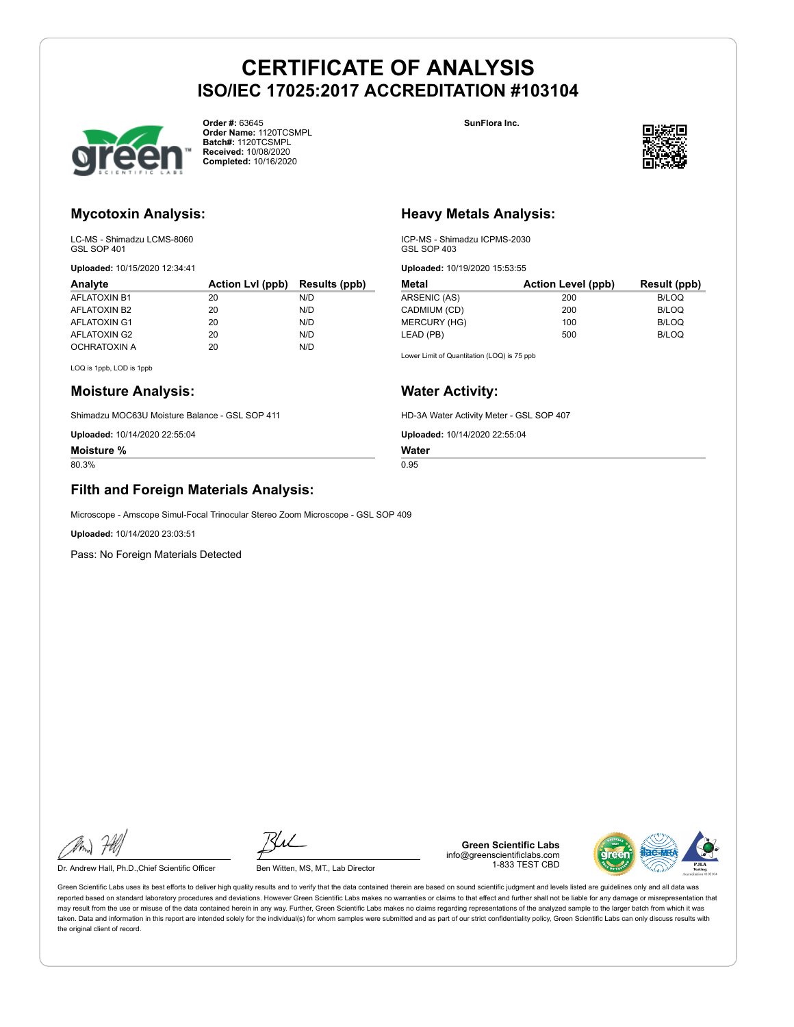# CERTIFICATE OF ANALYSIS

## ISO/IEC 17025:2017 ACCREDITATION #103104

**Order #:** 63645
**Order Name:** 1120TCSMPL
**Batch#:** 1120TCSMPL
**Received:** 10/08/2020
**Completed:** 10/16/2020

**SunFlora Inc.**

## Mycotoxin Analysis:

LC-MS - Shimadzu LCMS-8060
GSL SOP 401

**Uploaded:** 10/15/2020 12:34:41

| Analyte | Action Lvl (ppb) | Results (ppb) |
|---|---|---|
| AFLATOXIN B1 | 20 | N/D |
| AFLATOXIN B2 | 20 | N/D |
| AFLATOXIN G1 | 20 | N/D |
| AFLATOXIN G2 | 20 | N/D |
| OCHRATOXIN A | 20 | N/D |

LOQ is 1ppb, LOD is 1ppb

## Heavy Metals Analysis:

ICP-MS - Shimadzu ICPMS-2030
GSL SOP 403

**Uploaded:** 10/19/2020 15:53:55

| Metal | Action Level (ppb) | Result (ppb) |
|---|---|---|
| ARSENIC (AS) | 200 | B/LOQ |
| CADMIUM (CD) | 200 | B/LOQ |
| MERCURY (HG) | 100 | B/LOQ |
| LEAD (PB) | 500 | B/LOQ |

Lower Limit of Quantitation (LOQ) is 75 ppb

## Moisture Analysis:

Shimadzu MOC63U Moisture Balance - GSL SOP 411

**Uploaded:** 10/14/2020 22:55:04

| Moisture % |
|---|
| 80.3% |

## Water Activity:

HD-3A Water Activity Meter - GSL SOP 407

**Uploaded:** 10/14/2020 22:55:04

| Water |
|---|
| 0.95 |

## Filth and Foreign Materials Analysis:

Microscope - Amscope Simul-Focal Trinocular Stereo Zoom Microscope - GSL SOP 409

**Uploaded:** 10/14/2020 23:03:51

Pass: No Foreign Materials Detected

Dr. Andrew Hall, Ph.D.,Chief Scientific Officer

Ben Witten, MS, MT., Lab Director

**Green Scientific Labs**
info@greenscientificlabs.com
1-833 TEST CBD

Green Scientific Labs uses its best efforts to deliver high quality results and to verify that the data contained therein are based on sound scientific judgment and levels listed are guidelines only and all data was reported based on standard laboratory procedures and deviations. However Green Scientific Labs makes no warranties or claims to that effect and further shall not be liable for any damage or misrepresentation that may result from the use or misuse of the data contained herein in any way. Further, Green Scientific Labs makes no claims regarding representations of the analyzed sample to the larger batch from which it was taken. Data and information in this report are intended solely for the individual(s) for whom samples were submitted and as part of our strict confidentiality policy, Green Scientific Labs can only discuss results with the original client of record.